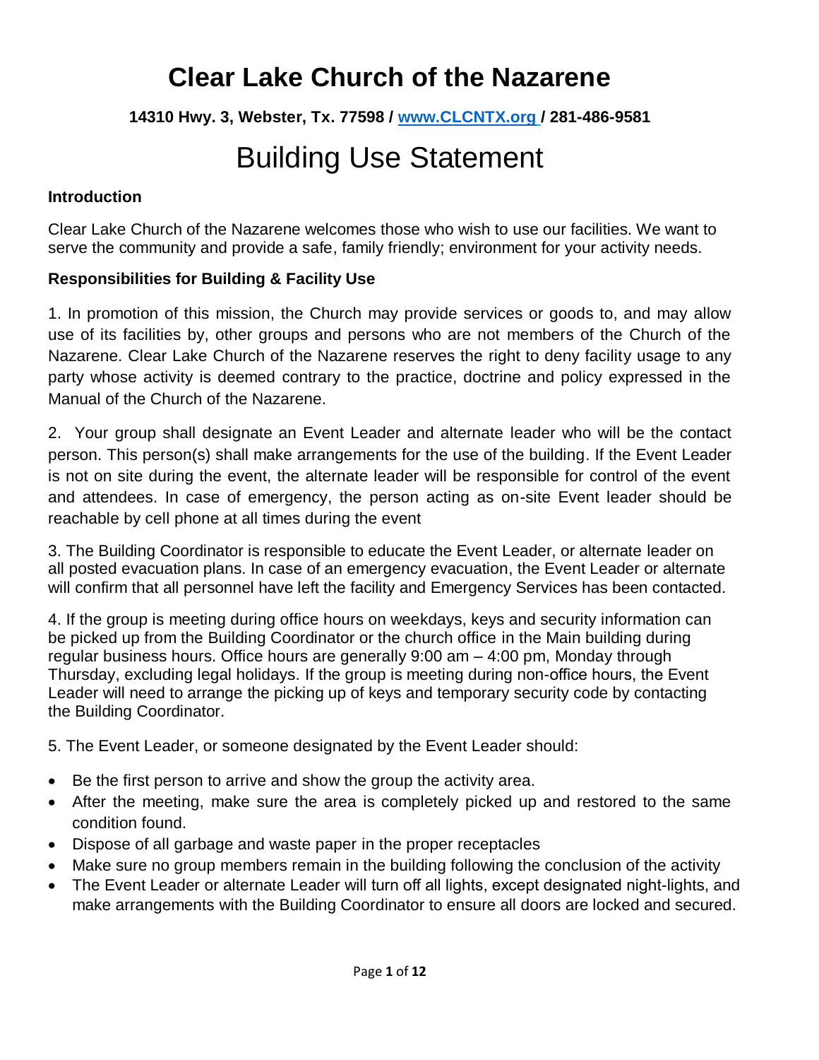# Clear Lake Church of the Nazarene

**14310 Hwy. 3, Webster, Tx. 77598 / [www.CLCNTX.org](http://www.CLCNTX.org) / 281-486-9581**

# Building Use Statement

### Introduction

Clear Lake Church of the Nazarene welcomes those who wish to use our facilities. We want to serve the community and provide a safe, family friendly; environment for your activity needs.

### Responsibilities for Building & Facility Use

1. In promotion of this mission, the Church may provide services or goods to, and may allow use of its facilities by, other groups and persons who are not members of the Church of the Nazarene. Clear Lake Church of the Nazarene reserves the right to deny facility usage to any party whose activity is deemed contrary to the practice, doctrine and policy expressed in the Manual of the Church of the Nazarene.

2. Your group shall designate an Event Leader and alternate leader who will be the contact person. This person(s) shall make arrangements for the use of the building. If the Event Leader is not on site during the event, the alternate leader will be responsible for control of the event and attendees. In case of emergency, the person acting as on-site Event leader should be reachable by cell phone at all times during the event

3. The Building Coordinator is responsible to educate the Event Leader, or alternate leader on all posted evacuation plans. In case of an emergency evacuation, the Event Leader or alternate will confirm that all personnel have left the facility and Emergency Services has been contacted.

4. If the group is meeting during office hours on weekdays, keys and security information can be picked up from the Building Coordinator or the church office in the Main building during regular business hours. Office hours are generally 9:00 am – 4:00 pm, Monday through Thursday, excluding legal holidays. If the group is meeting during non-office hours, the Event Leader will need to arrange the picking up of keys and temporary security code by contacting the Building Coordinator.

5. The Event Leader, or someone designated by the Event Leader should:

- Be the first person to arrive and show the group the activity area.
- After the meeting, make sure the area is completely picked up and restored to the same condition found.
- Dispose of all garbage and waste paper in the proper receptacles
- Make sure no group members remain in the building following the conclusion of the activity
- The Event Leader or alternate Leader will turn off all lights, except designated night-lights, and make arrangements with the Building Coordinator to ensure all doors are locked and secured.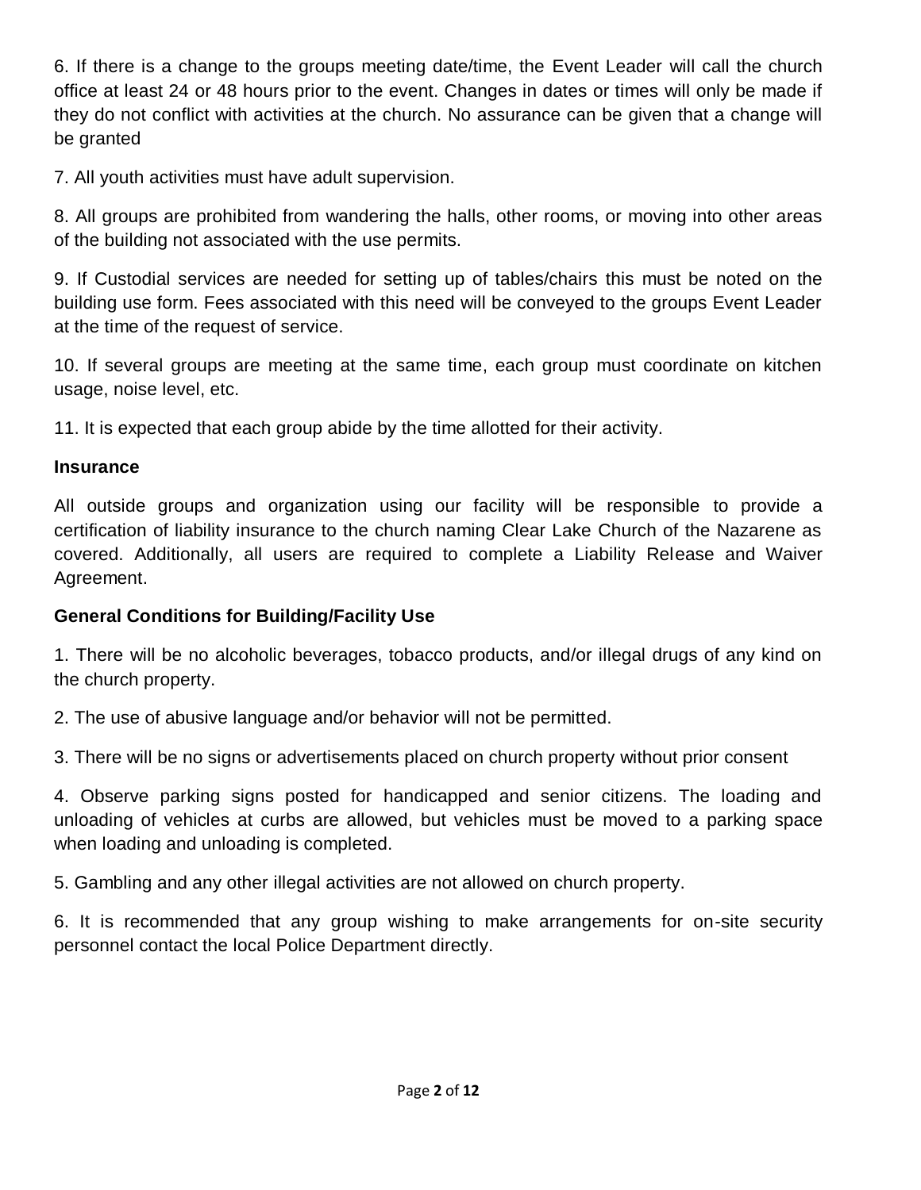6. If there is a change to the groups meeting date/time, the Event Leader will call the church office at least 24 or 48 hours prior to the event. Changes in dates or times will only be made if they do not conflict with activities at the church. No assurance can be given that a change will be granted

7. All youth activities must have adult supervision.

8. All groups are prohibited from wandering the halls, other rooms, or moving into other areas of the building not associated with the use permits.

9. If Custodial services are needed for setting up of tables/chairs this must be noted on the building use form. Fees associated with this need will be conveyed to the groups Event Leader at the time of the request of service.

10. If several groups are meeting at the same time, each group must coordinate on kitchen usage, noise level, etc.

11. It is expected that each group abide by the time allotted for their activity.

**Insurance**

All outside groups and organization using our facility will be responsible to provide a certification of liability insurance to the church naming Clear Lake Church of the Nazarene as covered. Additionally, all users are required to complete a Liability Release and Waiver Agreement.

**General Conditions for Building/Facility Use**

1. There will be no alcoholic beverages, tobacco products, and/or illegal drugs of any kind on the church property.

2. The use of abusive language and/or behavior will not be permitted.

3. There will be no signs or advertisements placed on church property without prior consent

4. Observe parking signs posted for handicapped and senior citizens. The loading and unloading of vehicles at curbs are allowed, but vehicles must be moved to a parking space when loading and unloading is completed.

5. Gambling and any other illegal activities are not allowed on church property.

6. It is recommended that any group wishing to make arrangements for on-site security personnel contact the local Police Department directly.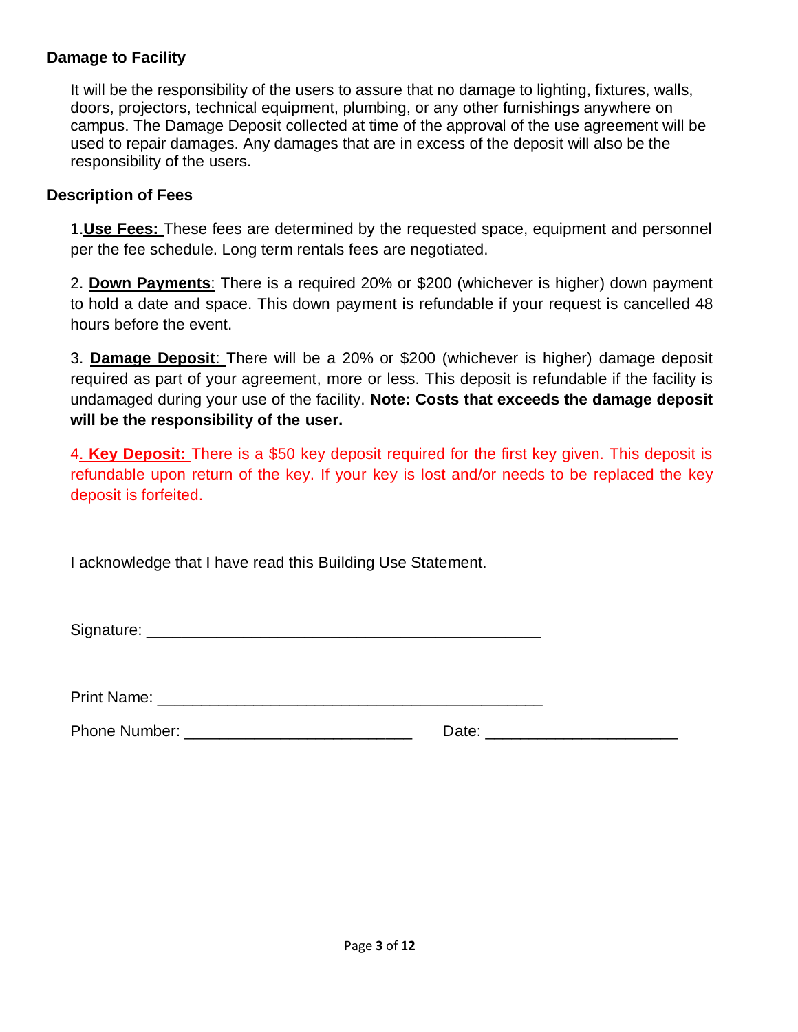### Damage to Facility

It will be the responsibility of the users to assure that no damage to lighting, fixtures, walls, doors, projectors, technical equipment, plumbing, or any other furnishings anywhere on campus. The Damage Deposit collected at time of the approval of the use agreement will be used to repair damages. Any damages that are in excess of the deposit will also be the responsibility of the users.

### Description of Fees

1. **Use Fees:** These fees are determined by the requested space, equipment and personnel per the fee schedule. Long term rentals fees are negotiated.

2. **Down Payments**: There is a required 20% or $200 (whichever is higher) down payment to hold a date and space. This down payment is refundable if your request is cancelled 48 hours before the event.

3. **Damage Deposit**: There will be a 20% or $200 (whichever is higher) damage deposit required as part of your agreement, more or less. This deposit is refundable if the facility is undamaged during your use of the facility. **Note: Costs that exceeds the damage deposit will be the responsibility of the user.**

4. **Key Deposit:** There is a $50 key deposit required for the first key given. This deposit is refundable upon return of the key. If your key is lost and/or needs to be replaced the key deposit is forfeited.

I acknowledge that I have read this Building Use Statement.

Signature: ____________________________________________

Print Name: ____________________________________________

Phone Number: _________________________ Date: _____________________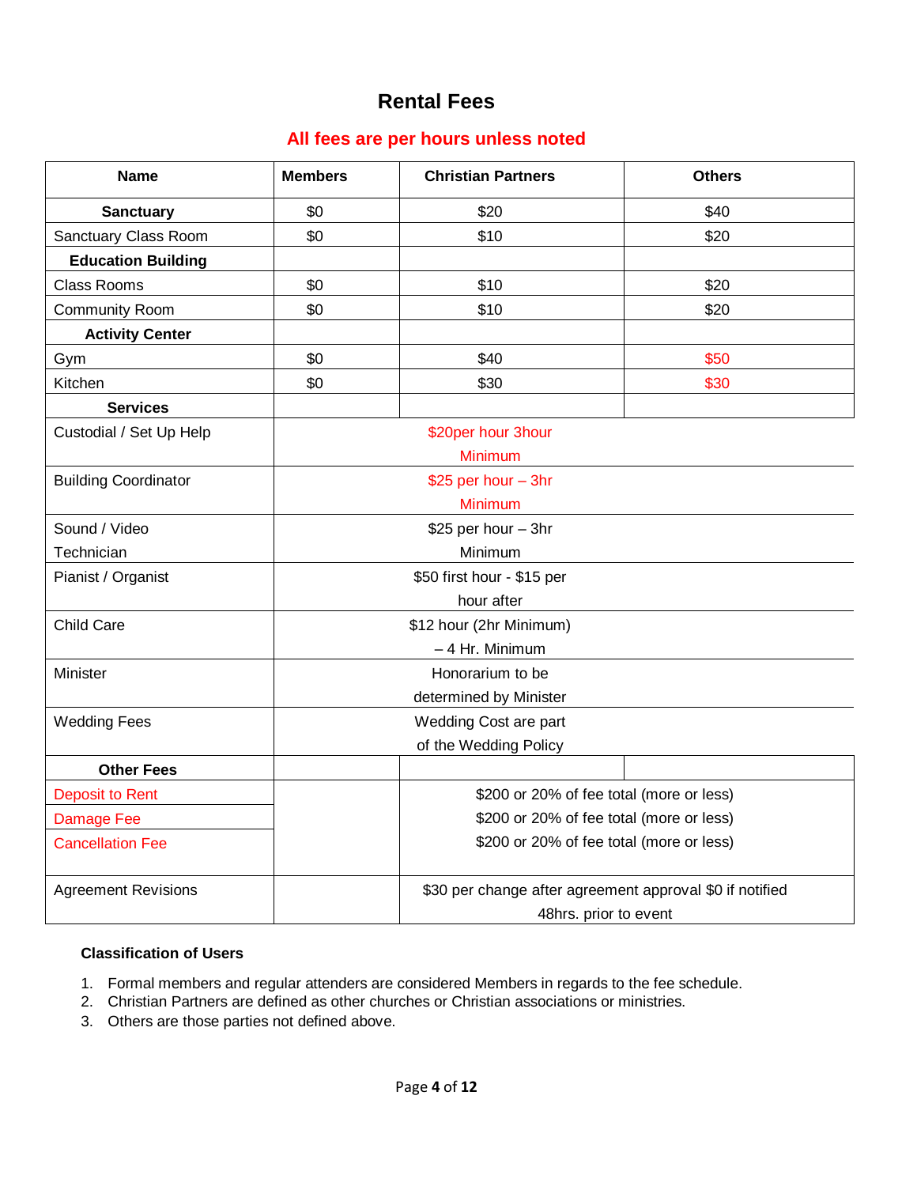# Rental Fees

**All fees are per hours unless noted**

| Name | Members | Christian Partners | Others |
|---|---|---|---|
| **Sanctuary** | $0 | $20 | $40 |
| Sanctuary Class Room | $0 | $10 | $20 |
| **Education Building** | | | |
| Class Rooms | $0 | $10 | $20 |
| Community Room | $0 | $10 | $20 |
| **Activity Center** | | | |
| Gym | $0 | $40 | $50 |
| Kitchen | $0 | $30 | $30 |
| **Services** | | | |
| Custodial / Set Up Help | | $20per hour 3hour Minimum | |
| Building Coordinator | | $25 per hour – 3hr Minimum | |
| Sound / Video Technician | | $25 per hour – 3hr Minimum | |
| Pianist / Organist | | $50 first hour - $15 per hour after | |
| Child Care | | $12 hour (2hr Minimum) – 4 Hr. Minimum | |
| Minister | | Honorarium to be determined by Minister | |
| Wedding Fees | | Wedding Cost are part of the Wedding Policy | |
| **Other Fees** | | | |
| Deposit to Rent | | $200 or 20% of fee total (more or less) | |
| Damage Fee | | $200 or 20% of fee total (more or less) | |
| Cancellation Fee | | $200 or 20% of fee total (more or less) | |
| Agreement Revisions | | $30 per change after agreement approval $0 if notified 48hrs. prior to event | |

**Classification of Users**

1. Formal members and regular attenders are considered Members in regards to the fee schedule.
2. Christian Partners are defined as other churches or Christian associations or ministries.
3. Others are those parties not defined above.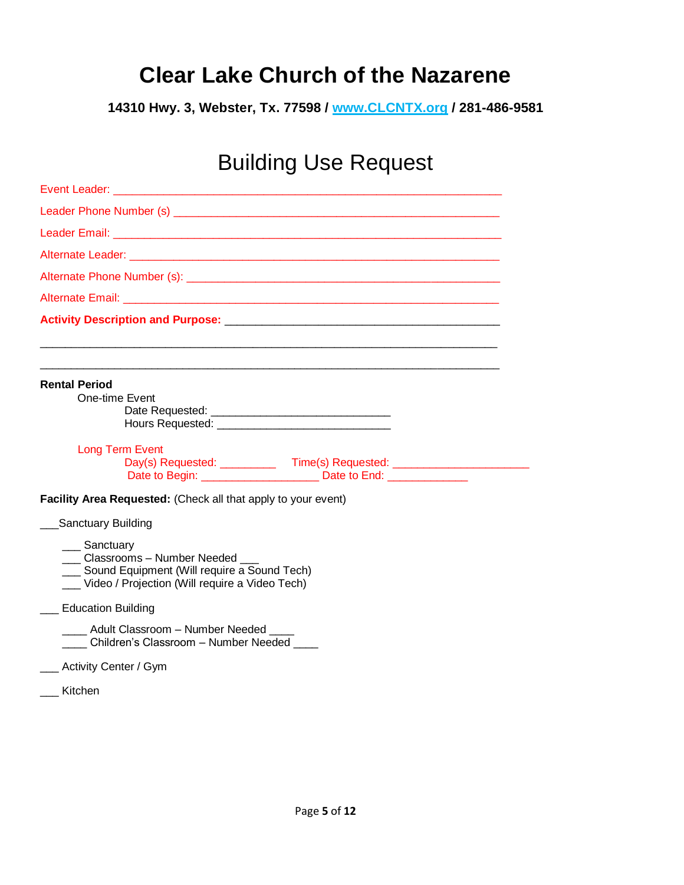# Clear Lake Church of the Nazarene

**14310 Hwy. 3, Webster, Tx. 77598 / [www.CLCNTX.org](http://www.CLCNTX.org) / 281-486-9581**

## Building Use Request

Event Leader: ____________________________________________________________

Leader Phone Number (s) __________________________________________________

Leader Email: ____________________________________________________________

Alternate Leader: _________________________________________________________

Alternate Phone Number (s): ________________________________________________

Alternate Email: __________________________________________________________

**Activity Description and Purpose:** ________________________________________

_________________________________________________________________________

_________________________________________________________________________

**Rental Period**

One-time Event

Date Requested: ____________________________

Hours Requested: ____________________________

Long Term Event

Day(s) Requested: _________ Time(s) Requested: ______________________

Date to Begin: ___________________ Date to End: _____________

**Facility Area Requested:** (Check all that apply to your event)

___Sanctuary Building

- ___ Sanctuary
- ___ Classrooms – Number Needed ___
- ___ Sound Equipment (Will require a Sound Tech)
- ___ Video / Projection (Will require a Video Tech)

___ Education Building

- ____ Adult Classroom – Number Needed ____
- ____ Children's Classroom – Number Needed ____

___ Activity Center / Gym

___ Kitchen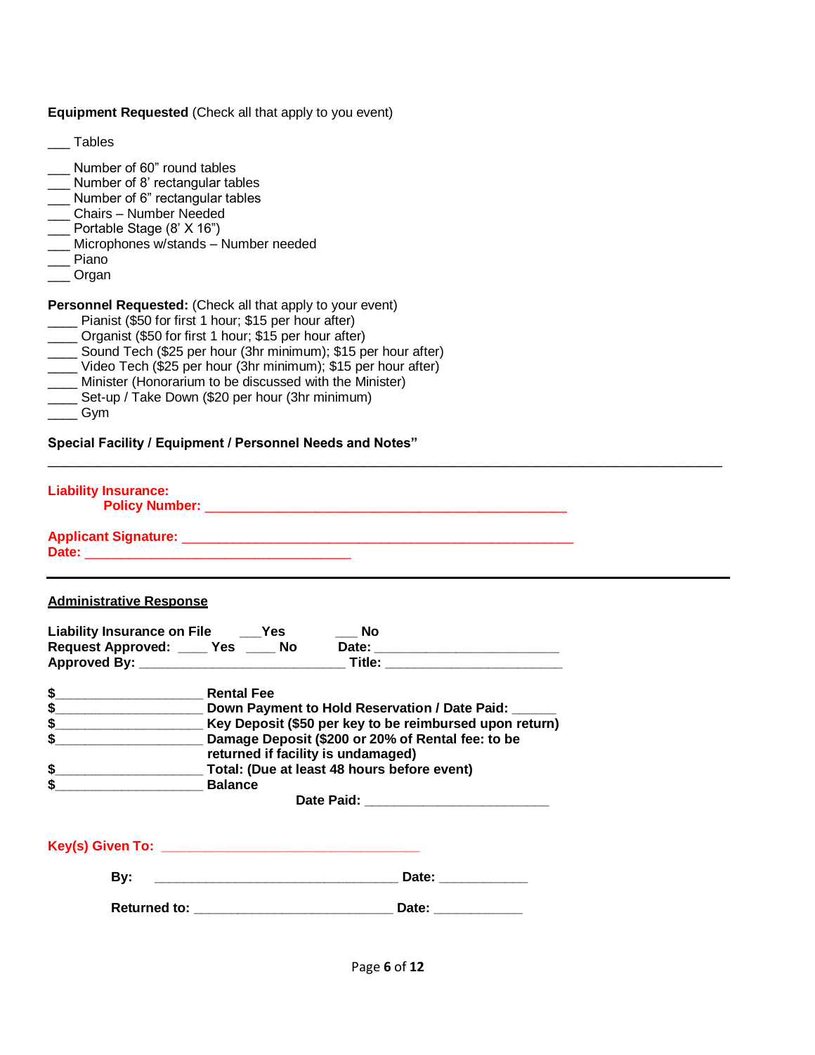**Equipment Requested** (Check all that apply to you event)

___ Tables

___ Number of 60" round tables
___ Number of 8' rectangular tables
___ Number of 6" rectangular tables
___ Chairs – Number Needed
___ Portable Stage (8' X 16")
___ Microphones w/stands – Number needed
___ Piano
___ Organ

**Personnel Requested:** (Check all that apply to your event)
____ Pianist ($50 for first 1 hour; $15 per hour after)
____ Organist ($50 for first 1 hour; $15 per hour after)
____ Sound Tech ($25 per hour (3hr minimum); $15 per hour after)
____ Video Tech ($25 per hour (3hr minimum); $15 per hour after)
____ Minister (Honorarium to be discussed with the Minister)
____ Set-up / Take Down ($20 per hour (3hr minimum)
____ Gym

**Special Facility / Equipment / Personnel Needs and Notes"**

______________________________________________________________________________

**Liability Insurance:**
**Policy Number: ____________________________________________**

**Applicant Signature: ________________________________________________**
**Date: ________________________________**

---

**Administrative Response**

**Liability Insurance on File** ___**Yes** ___ **No**
**Request Approved:** ____ **Yes** ____ **No** **Date:** ______________________
**Approved By:** _________________________ **Title:** ______________________

**$**__________________ **Rental Fee**
**$**__________________ **Down Payment to Hold Reservation / Date Paid:** ______
**$**__________________ **Key Deposit ($50 per key to be reimbursed upon return)**
**$**__________________ **Damage Deposit ($200 or 20% of Rental fee: to be returned if facility is undamaged)**
**$**__________________ **Total: (Due at least 48 hours before event)**
**$**__________________ **Balance**
**Date Paid:** ______________________

**Key(s) Given To:** ________________________________

**By:** ______________________________ **Date:** ___________

**Returned to:** _________________________ **Date:** ___________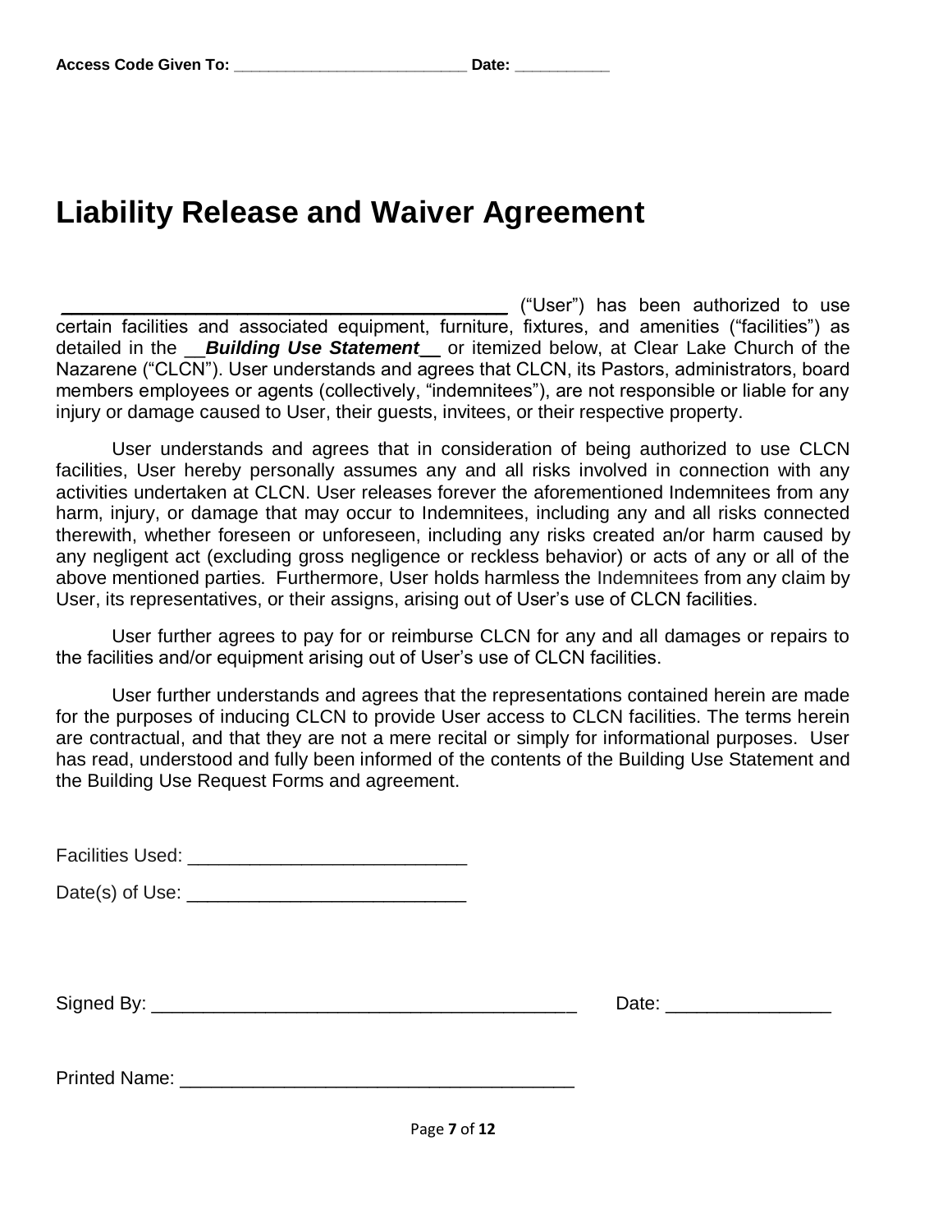**Access Code Given To: ___________________________ Date: ___________**

# Liability Release and Waiver Agreement

_____________________________________________ ("User") has been authorized to use certain facilities and associated equipment, furniture, fixtures, and amenities ("facilities") as detailed in the __***Building Use Statement***__ or itemized below, at Clear Lake Church of the Nazarene ("CLCN"). User understands and agrees that CLCN, its Pastors, administrators, board members employees or agents (collectively, "indemnitees"), are not responsible or liable for any injury or damage caused to User, their guests, invitees, or their respective property.

User understands and agrees that in consideration of being authorized to use CLCN facilities, User hereby personally assumes any and all risks involved in connection with any activities undertaken at CLCN. User releases forever the aforementioned Indemnitees from any harm, injury, or damage that may occur to Indemnitees, including any and all risks connected therewith, whether foreseen or unforeseen, including any risks created an/or harm caused by any negligent act (excluding gross negligence or reckless behavior) or acts of any or all of the above mentioned parties. Furthermore, User holds harmless the Indemnitees from any claim by User, its representatives, or their assigns, arising out of User's use of CLCN facilities.

User further agrees to pay for or reimburse CLCN for any and all damages or repairs to the facilities and/or equipment arising out of User's use of CLCN facilities.

User further understands and agrees that the representations contained herein are made for the purposes of inducing CLCN to provide User access to CLCN facilities. The terms herein are contractual, and that they are not a mere recital or simply for informational purposes. User has read, understood and fully been informed of the contents of the Building Use Statement and the Building Use Request Forms and agreement.

Facilities Used: ___________________________

Date(s) of Use: ___________________________

Signed By: _________________________________________ Date: ________________

Printed Name: ______________________________________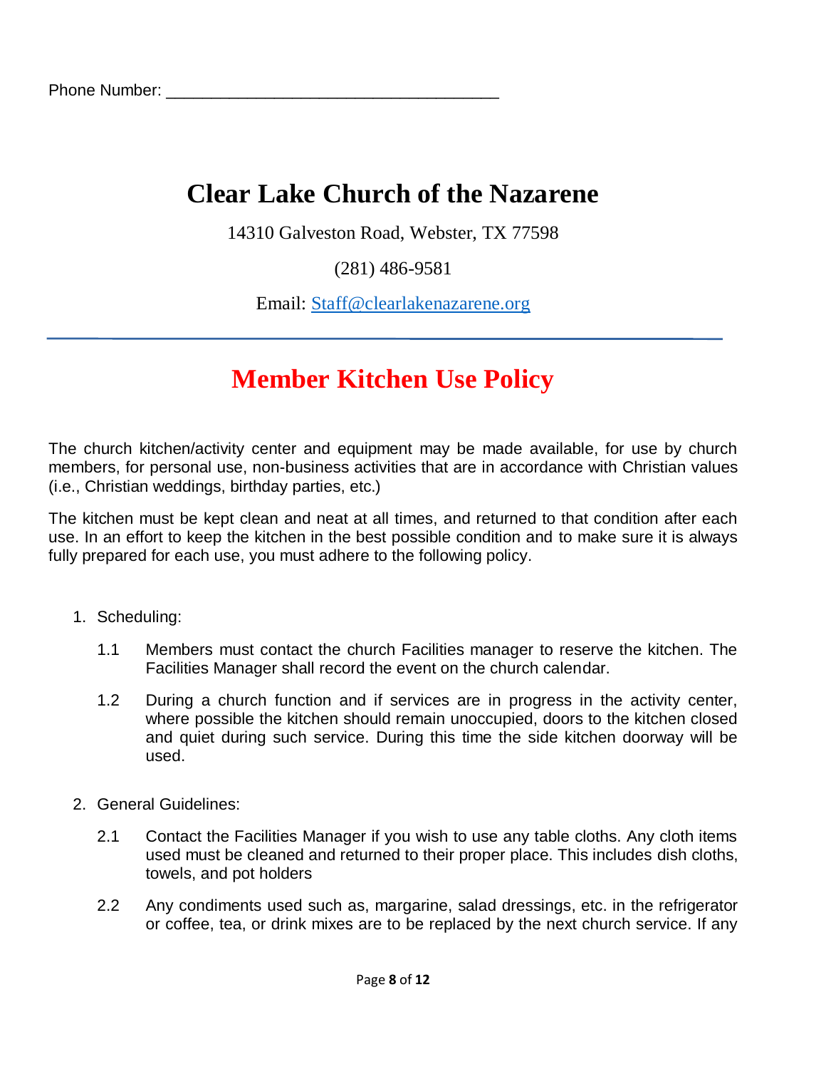Phone Number: ___________________________________

# Clear Lake Church of the Nazarene

14310 Galveston Road, Webster, TX 77598

(281) 486-9581

Email: Staff@clearlakenazarene.org

---

## Member Kitchen Use Policy

The church kitchen/activity center and equipment may be made available, for use by church members, for personal use, non-business activities that are in accordance with Christian values (i.e., Christian weddings, birthday parties, etc.)

The kitchen must be kept clean and neat at all times, and returned to that condition after each use. In an effort to keep the kitchen in the best possible condition and to make sure it is always fully prepared for each use, you must adhere to the following policy.

1. Scheduling:

   1.1 Members must contact the church Facilities manager to reserve the kitchen. The Facilities Manager shall record the event on the church calendar.

   1.2 During a church function and if services are in progress in the activity center, where possible the kitchen should remain unoccupied, doors to the kitchen closed and quiet during such service. During this time the side kitchen doorway will be used.

2. General Guidelines:

   2.1 Contact the Facilities Manager if you wish to use any table cloths. Any cloth items used must be cleaned and returned to their proper place. This includes dish cloths, towels, and pot holders

   2.2 Any condiments used such as, margarine, salad dressings, etc. in the refrigerator or coffee, tea, or drink mixes are to be replaced by the next church service. If any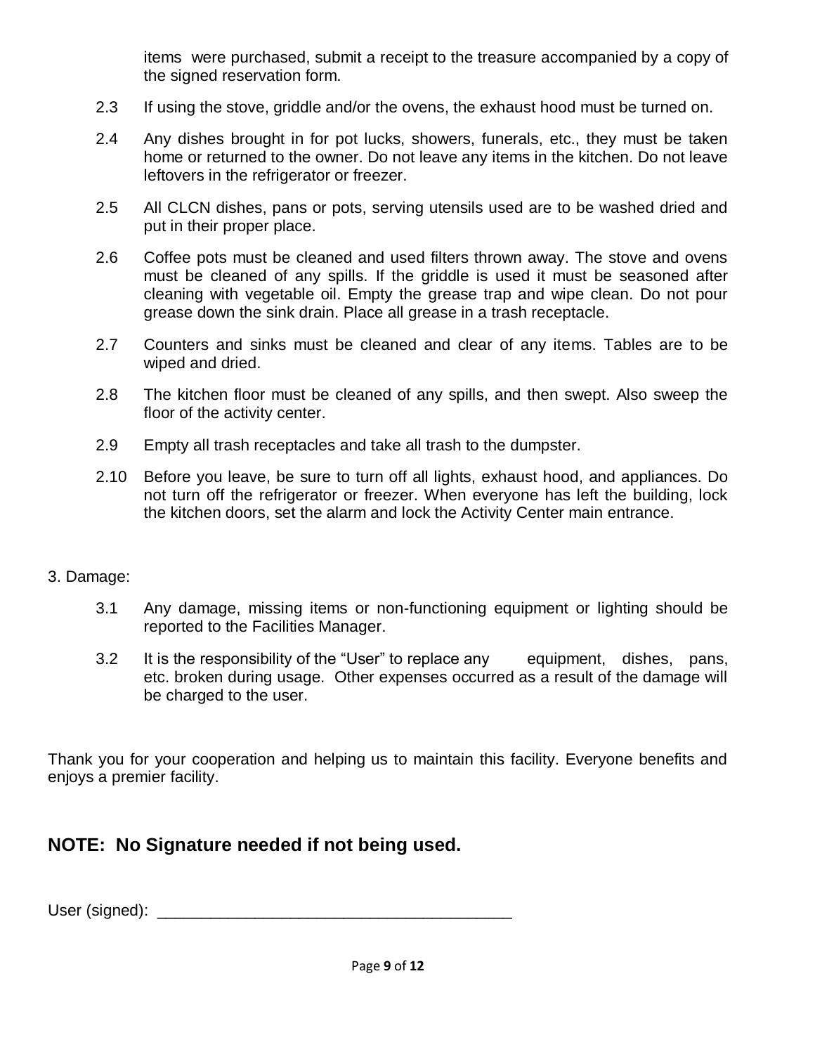items were purchased, submit a receipt to the treasure accompanied by a copy of the signed reservation form.

2.3 If using the stove, griddle and/or the ovens, the exhaust hood must be turned on.

2.4 Any dishes brought in for pot lucks, showers, funerals, etc., they must be taken home or returned to the owner. Do not leave any items in the kitchen. Do not leave leftovers in the refrigerator or freezer.

2.5 All CLCN dishes, pans or pots, serving utensils used are to be washed dried and put in their proper place.

2.6 Coffee pots must be cleaned and used filters thrown away. The stove and ovens must be cleaned of any spills. If the griddle is used it must be seasoned after cleaning with vegetable oil. Empty the grease trap and wipe clean. Do not pour grease down the sink drain. Place all grease in a trash receptacle.

2.7 Counters and sinks must be cleaned and clear of any items. Tables are to be wiped and dried.

2.8 The kitchen floor must be cleaned of any spills, and then swept. Also sweep the floor of the activity center.

2.9 Empty all trash receptacles and take all trash to the dumpster.

2.10 Before you leave, be sure to turn off all lights, exhaust hood, and appliances. Do not turn off the refrigerator or freezer. When everyone has left the building, lock the kitchen doors, set the alarm and lock the Activity Center main entrance.

3. Damage:

3.1 Any damage, missing items or non-functioning equipment or lighting should be reported to the Facilities Manager.

3.2 It is the responsibility of the "User" to replace any equipment, dishes, pans, etc. broken during usage. Other expenses occurred as a result of the damage will be charged to the user.

Thank you for your cooperation and helping us to maintain this facility. Everyone benefits and enjoys a premier facility.

## NOTE: No Signature needed if not being used.

User (signed): ________________________________________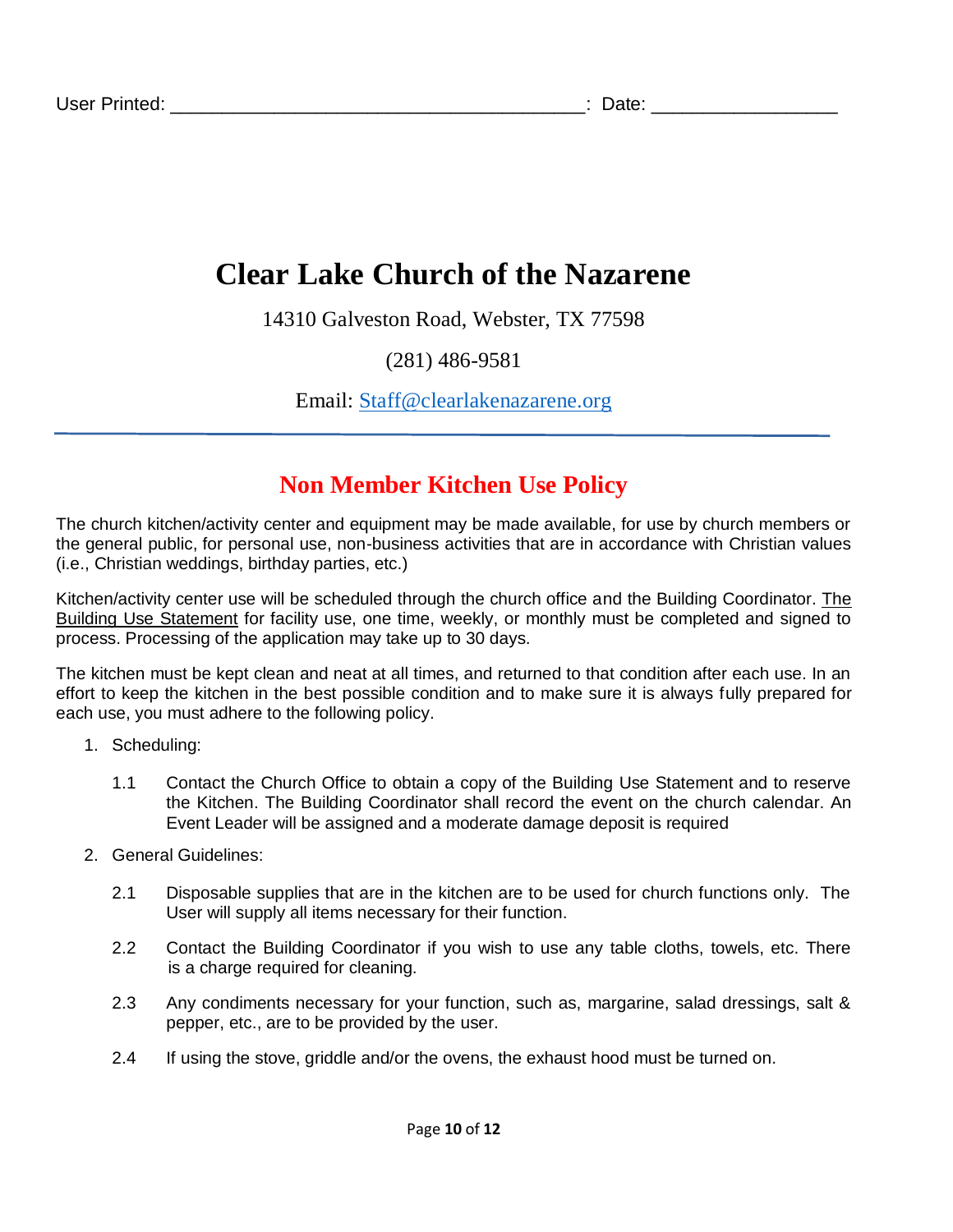User Printed: ________________________________________: Date: _________________

# Clear Lake Church of the Nazarene

14310 Galveston Road, Webster, TX 77598

(281) 486-9581

Email: Staff@clearlakenazarene.org

---

## Non Member Kitchen Use Policy

The church kitchen/activity center and equipment may be made available, for use by church members or the general public, for personal use, non-business activities that are in accordance with Christian values (i.e., Christian weddings, birthday parties, etc.)

Kitchen/activity center use will be scheduled through the church office and the Building Coordinator. The Building Use Statement for facility use, one time, weekly, or monthly must be completed and signed to process. Processing of the application may take up to 30 days.

The kitchen must be kept clean and neat at all times, and returned to that condition after each use. In an effort to keep the kitchen in the best possible condition and to make sure it is always fully prepared for each use, you must adhere to the following policy.

1. Scheduling:

   1.1 Contact the Church Office to obtain a copy of the Building Use Statement and to reserve the Kitchen. The Building Coordinator shall record the event on the church calendar. An Event Leader will be assigned and a moderate damage deposit is required

2. General Guidelines:

   2.1 Disposable supplies that are in the kitchen are to be used for church functions only. The User will supply all items necessary for their function.

   2.2 Contact the Building Coordinator if you wish to use any table cloths, towels, etc. There is a charge required for cleaning.

   2.3 Any condiments necessary for your function, such as, margarine, salad dressings, salt & pepper, etc., are to be provided by the user.

   2.4 If using the stove, griddle and/or the ovens, the exhaust hood must be turned on.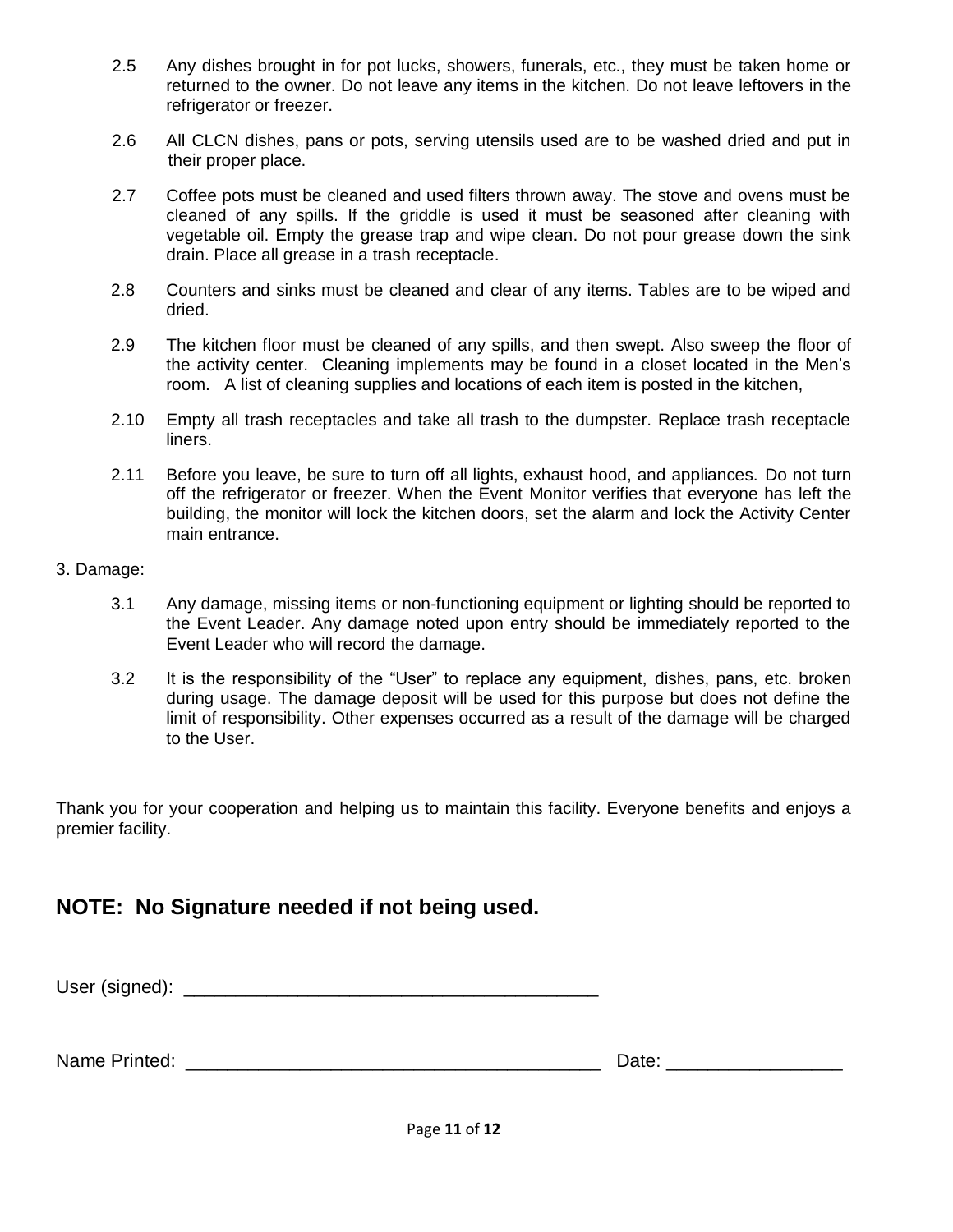2.5 Any dishes brought in for pot lucks, showers, funerals, etc., they must be taken home or returned to the owner. Do not leave any items in the kitchen. Do not leave leftovers in the refrigerator or freezer.

2.6 All CLCN dishes, pans or pots, serving utensils used are to be washed dried and put in their proper place.

2.7 Coffee pots must be cleaned and used filters thrown away. The stove and ovens must be cleaned of any spills. If the griddle is used it must be seasoned after cleaning with vegetable oil. Empty the grease trap and wipe clean. Do not pour grease down the sink drain. Place all grease in a trash receptacle.

2.8 Counters and sinks must be cleaned and clear of any items. Tables are to be wiped and dried.

2.9 The kitchen floor must be cleaned of any spills, and then swept. Also sweep the floor of the activity center. Cleaning implements may be found in a closet located in the Men's room. A list of cleaning supplies and locations of each item is posted in the kitchen,

2.10 Empty all trash receptacles and take all trash to the dumpster. Replace trash receptacle liners.

2.11 Before you leave, be sure to turn off all lights, exhaust hood, and appliances. Do not turn off the refrigerator or freezer. When the Event Monitor verifies that everyone has left the building, the monitor will lock the kitchen doors, set the alarm and lock the Activity Center main entrance.

3. Damage:

3.1 Any damage, missing items or non-functioning equipment or lighting should be reported to the Event Leader. Any damage noted upon entry should be immediately reported to the Event Leader who will record the damage.

3.2 It is the responsibility of the "User" to replace any equipment, dishes, pans, etc. broken during usage. The damage deposit will be used for this purpose but does not define the limit of responsibility. Other expenses occurred as a result of the damage will be charged to the User.

Thank you for your cooperation and helping us to maintain this facility. Everyone benefits and enjoys a premier facility.

## NOTE: No Signature needed if not being used.

User (signed): ________________________________________

Name Printed: ________________________________________ Date: ________________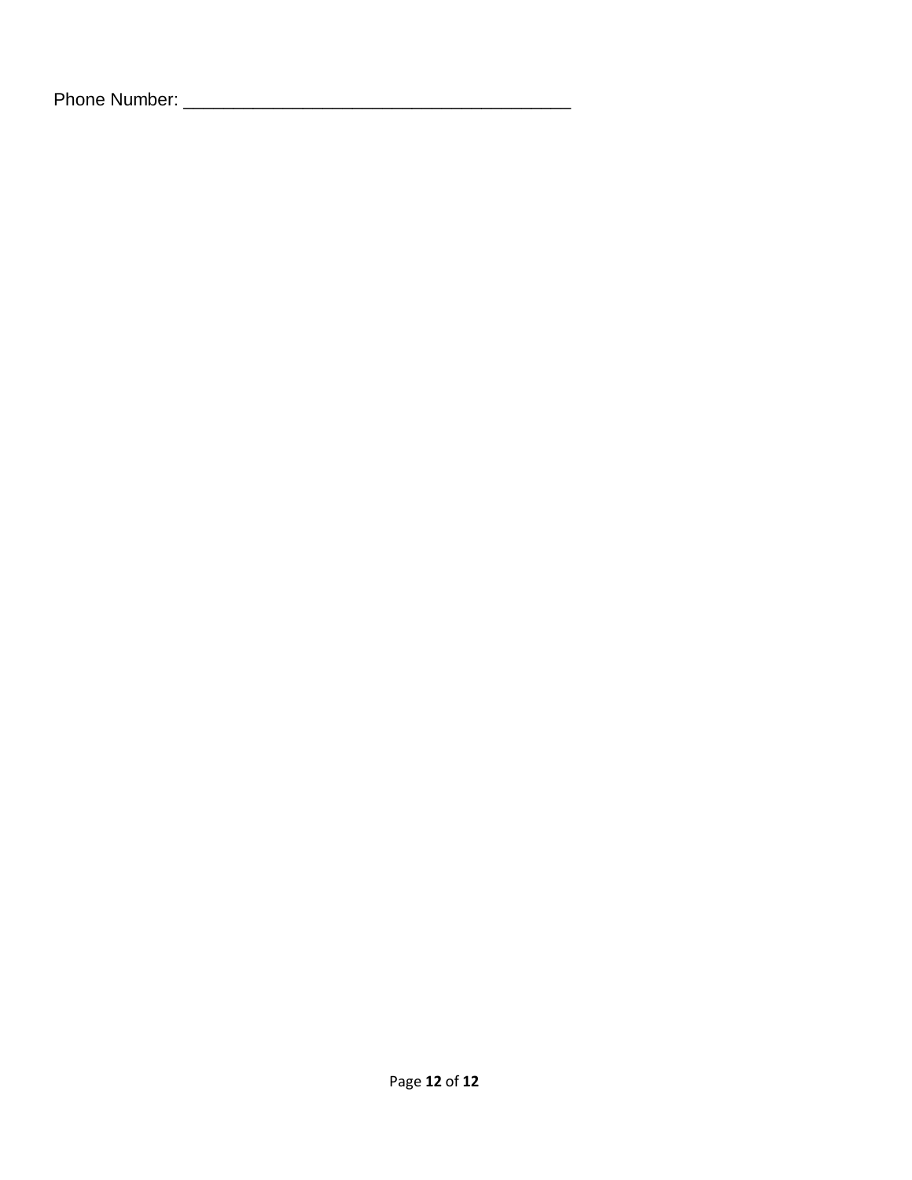Phone Number: _______________________________________